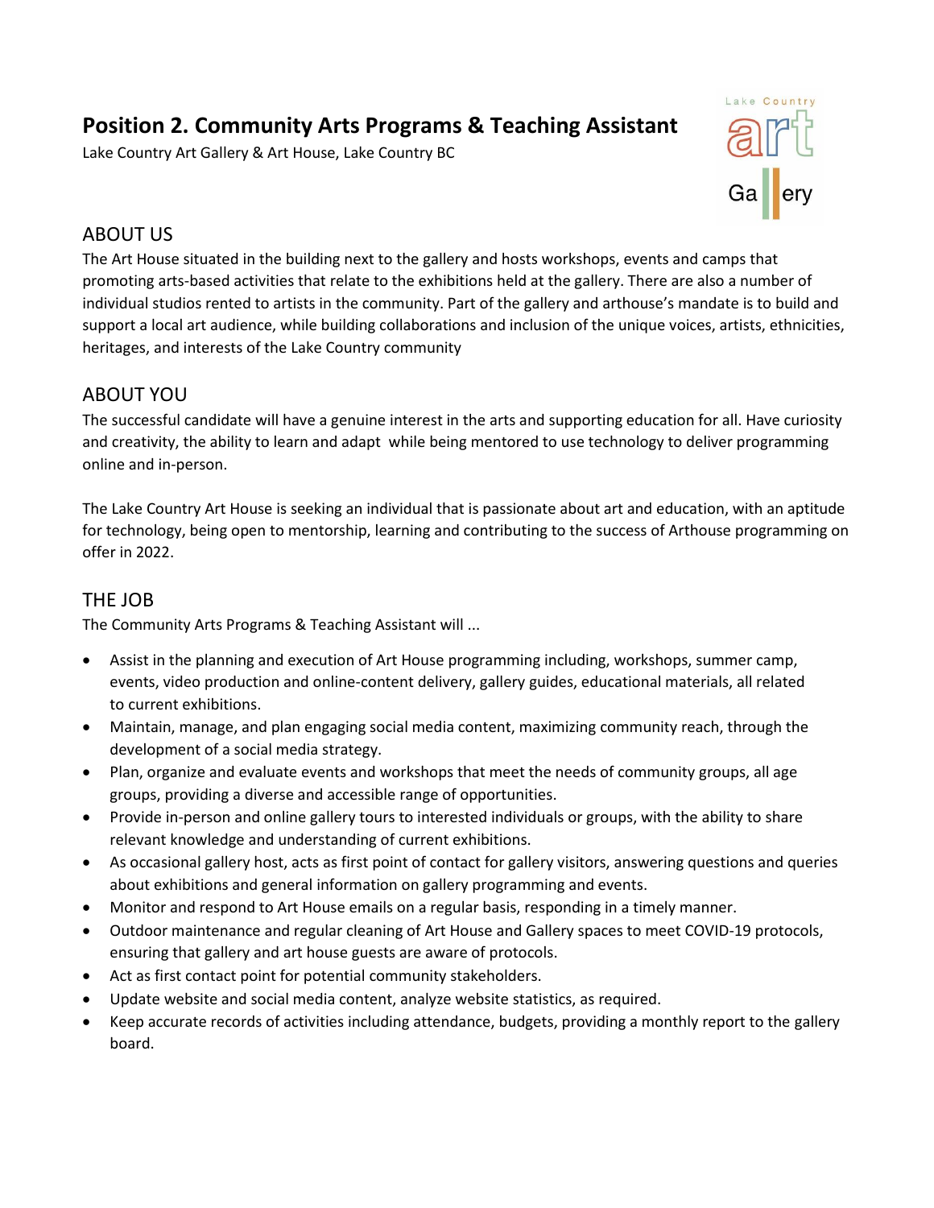# Position 2. Community Arts Programs & Teaching Assistant

Lake Country Art Gallery & Art House, Lake Country BC

## ABOUT US

The Art House situated in the building next to the gallery and hosts workshops, events and camps that promoting arts-based activities that relate to the exhibitions held at the gallery. There are also a number of individual studios rented to artists in the community. Part of the gallery and arthouse's mandate is to build and support a local art audience, while building collaborations and inclusion of the unique voices, artists, ethnicities, heritages, and interests of the Lake Country community

## ABOUT YOU

The successful candidate will have a genuine interest in the arts and supporting education for all. Have curiosity and creativity, the ability to learn and adapt while being mentored to use technology to deliver programming online and in-person.

The Lake Country Art House is seeking an individual that is passionate about art and education, with an aptitude for technology, being open to mentorship, learning and contributing to the success of Arthouse programming on offer in 2022.

## THE JOB

The Community Arts Programs & Teaching Assistant will ...

- Assist in the planning and execution of Art House programming including, workshops, summer camp, events, video production and online-content delivery, gallery guides, educational materials, all related to current exhibitions.
- Maintain, manage, and plan engaging social media content, maximizing community reach, through the development of a social media strategy.
- Plan, organize and evaluate events and workshops that meet the needs of community groups, all age groups, providing a diverse and accessible range of opportunities.
- Provide in-person and online gallery tours to interested individuals or groups, with the ability to share relevant knowledge and understanding of current exhibitions.
- As occasional gallery host, acts as first point of contact for gallery visitors, answering questions and queries about exhibitions and general information on gallery programming and events.
- Monitor and respond to Art House emails on a regular basis, responding in a timely manner.
- Outdoor maintenance and regular cleaning of Art House and Gallery spaces to meet COVID-19 protocols, ensuring that gallery and art house guests are aware of protocols.
- Act as first contact point for potential community stakeholders.
- Update website and social media content, analyze website statistics, as required.
- Keep accurate records of activities including attendance, budgets, providing a monthly report to the gallery board.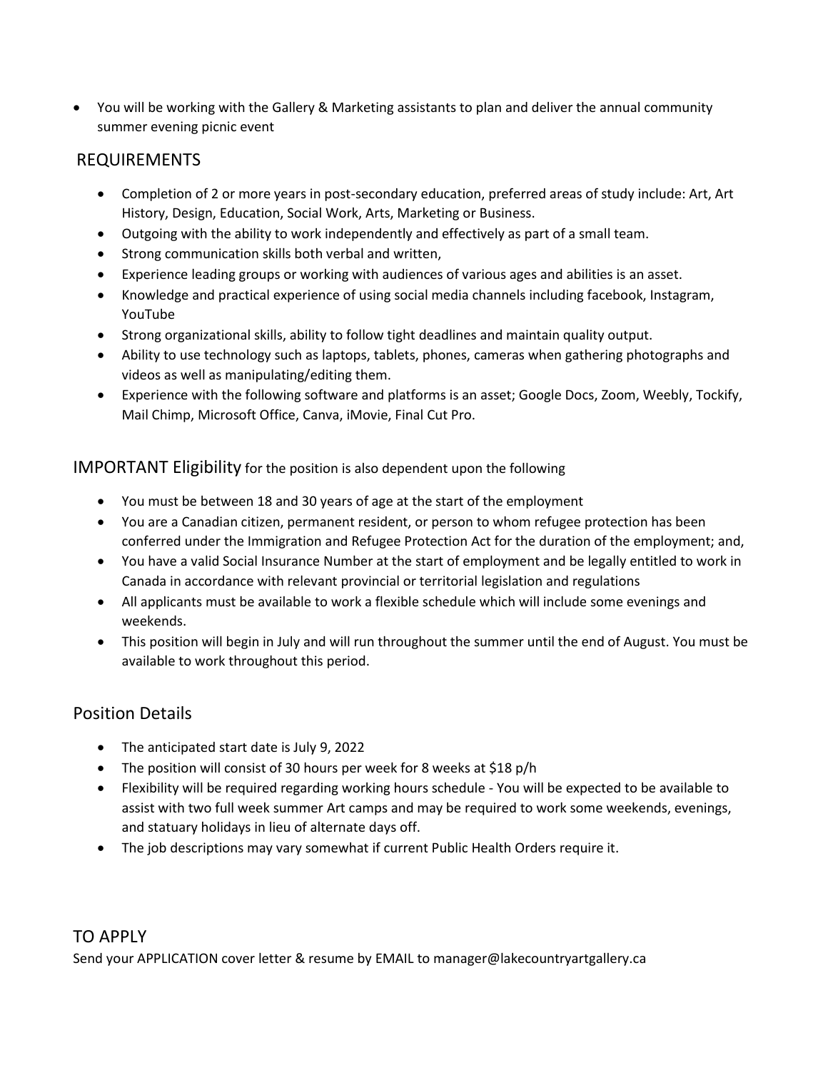- You will be working with the Gallery & Marketing assistants to plan and deliver the annual community summer evening picnic event

## REQUIREMENTS

- Completion of 2 or more years in post-secondary education, preferred areas of study include: Art, Art History, Design, Education, Social Work, Arts, Marketing or Business.
- Outgoing with the ability to work independently and effectively as part of a small team.
- Strong communication skills both verbal and written,
- Experience leading groups or working with audiences of various ages and abilities is an asset.
- Knowledge and practical experience of using social media channels including facebook, Instagram, YouTube
- Strong organizational skills, ability to follow tight deadlines and maintain quality output.
- Ability to use technology such as laptops, tablets, phones, cameras when gathering photographs and videos as well as manipulating/editing them.
- Experience with the following software and platforms is an asset; Google Docs, Zoom, Weebly, Tockify, Mail Chimp, Microsoft Office, Canva, iMovie, Final Cut Pro.

## IMPORTANT Eligibility for the position is also dependent upon the following

- You must be between 18 and 30 years of age at the start of the employment
- You are a Canadian citizen, permanent resident, or person to whom refugee protection has been conferred under the Immigration and Refugee Protection Act for the duration of the employment; and,
- You have a valid Social Insurance Number at the start of employment and be legally entitled to work in Canada in accordance with relevant provincial or territorial legislation and regulations
- All applicants must be available to work a flexible schedule which will include some evenings and weekends.
- This position will begin in July and will run throughout the summer until the end of August. You must be available to work throughout this period.

## Position Details

- The anticipated start date is July 9, 2022
- The position will consist of 30 hours per week for 8 weeks at $18 p/h
- Flexibility will be required regarding working hours schedule - You will be expected to be available to assist with two full week summer Art camps and may be required to work some weekends, evenings, and statuary holidays in lieu of alternate days off.
- The job descriptions may vary somewhat if current Public Health Orders require it.

## TO APPLY

Send your APPLICATION cover letter & resume by EMAIL to manager@lakecountryartgallery.ca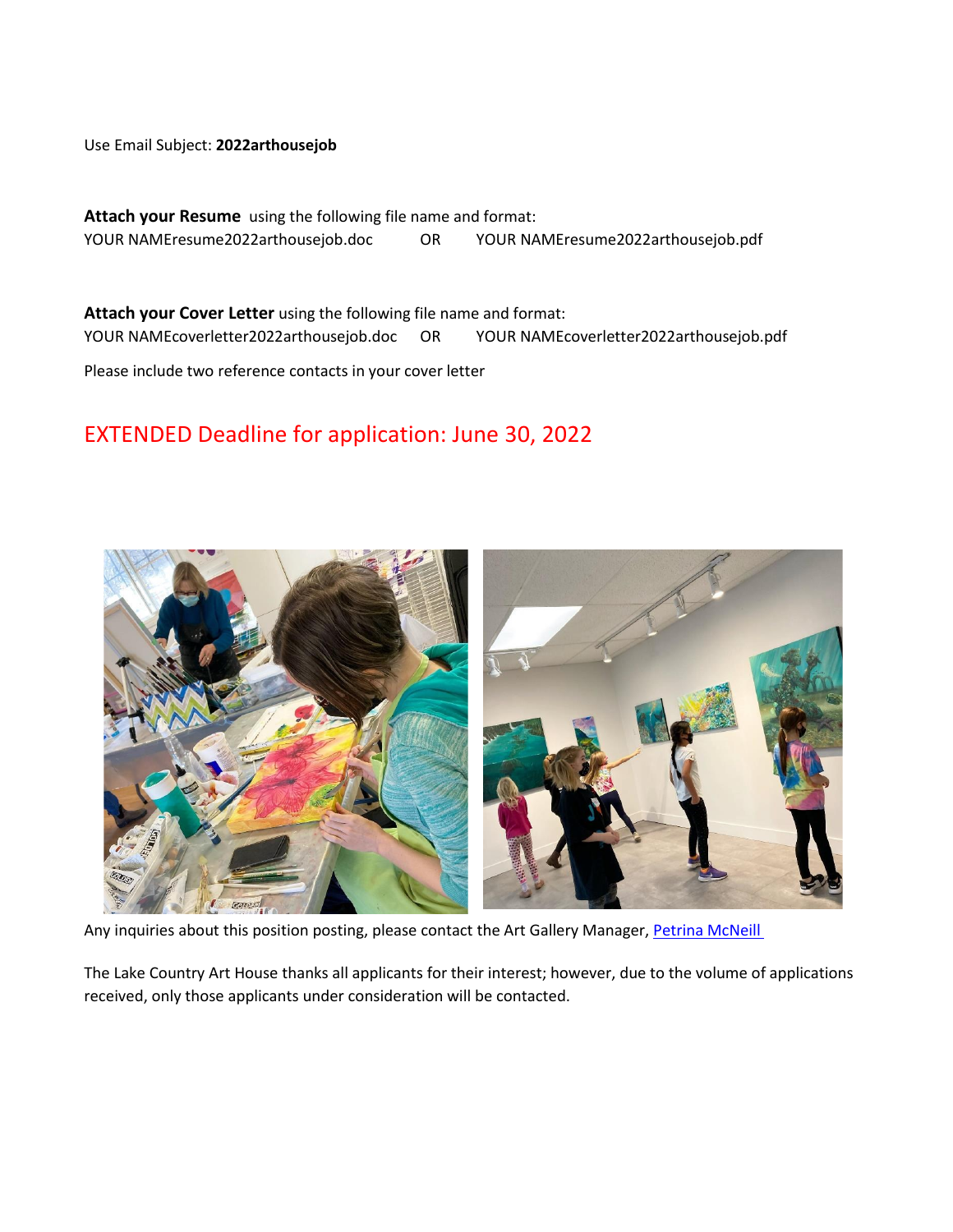Use Email Subject: **2022arthousejob**

**Attach your Resume** using the following file name and format:
YOUR NAMEresume2022arthousejob.doc OR YOUR NAMEresume2022arthousejob.pdf

**Attach your Cover Letter** using the following file name and format:
YOUR NAMEcoverletter2022arthousejob.doc OR YOUR NAMEcoverletter2022arthousejob.pdf

Please include two reference contacts in your cover letter

## EXTENDED Deadline for application: June 30, 2022

Any inquiries about this position posting, please contact the Art Gallery Manager, [Petrina McNeill](#)

The Lake Country Art House thanks all applicants for their interest; however, due to the volume of applications received, only those applicants under consideration will be contacted.